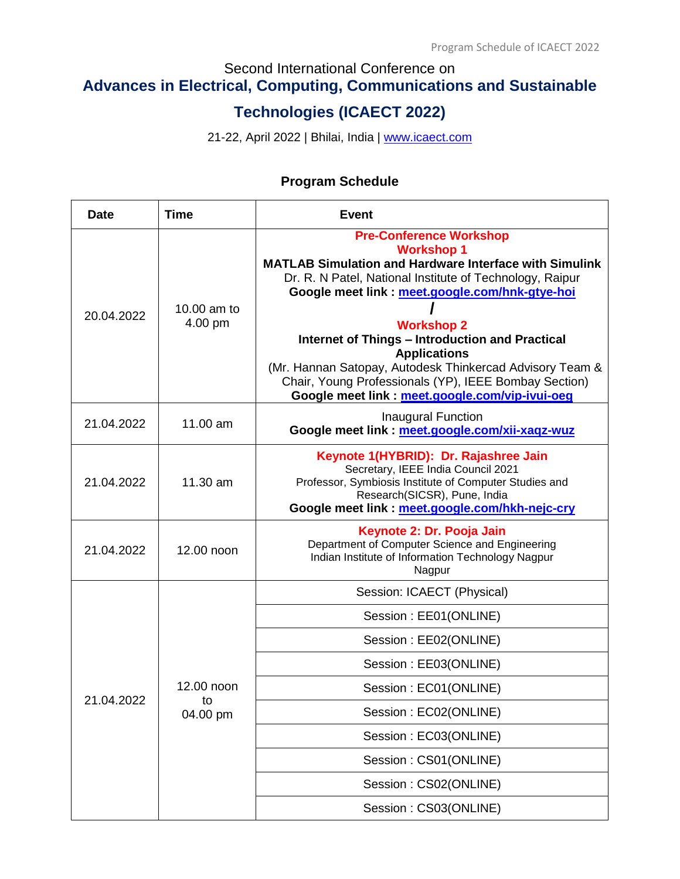Second International Conference on

# Advances in Electrical, Computing, Communications and Sustainable Technologies (ICAECT 2022)

21-22, April 2022 | Bhilai, India | www.icaect.com

## Program Schedule

| Date | Time | Event |
|---|---|---|
| 20.04.2022 | 10.00 am to 4.00 pm | **Pre-Conference Workshop**<br>**Workshop 1**<br>**MATLAB Simulation and Hardware Interface with Simulink**<br>Dr. R. N Patel, National Institute of Technology, Raipur<br>**Google meet link : meet.google.com/hnk-gtye-hoi**<br>**/**<br>**Workshop 2**<br>**Internet of Things – Introduction and Practical Applications**<br>(Mr. Hannan Satopay, Autodesk Thinkercad Advisory Team & Chair, Young Professionals (YP), IEEE Bombay Section)<br>**Google meet link : meet.google.com/vip-ivui-oeg** |
| 21.04.2022 | 11.00 am | Inaugural Function<br>**Google meet link : meet.google.com/xii-xaqz-wuz** |
| 21.04.2022 | 11.30 am | **Keynote 1(HYBRID): Dr. Rajashree Jain**<br>Secretary, IEEE India Council 2021<br>Professor, Symbiosis Institute of Computer Studies and Research(SICSR), Pune, India<br>**Google meet link : meet.google.com/hkh-nejc-cry** |
| 21.04.2022 | 12.00 noon | **Keynote 2: Dr. Pooja Jain**<br>Department of Computer Science and Engineering<br>Indian Institute of Information Technology Nagpur<br>Nagpur |
| 21.04.2022 | 12.00 noon to 04.00 pm | Session: ICAECT (Physical) |
| | | Session : EE01(ONLINE) |
| | | Session : EE02(ONLINE) |
| | | Session : EE03(ONLINE) |
| | | Session : EC01(ONLINE) |
| | | Session : EC02(ONLINE) |
| | | Session : EC03(ONLINE) |
| | | Session : CS01(ONLINE) |
| | | Session : CS02(ONLINE) |
| | | Session : CS03(ONLINE) |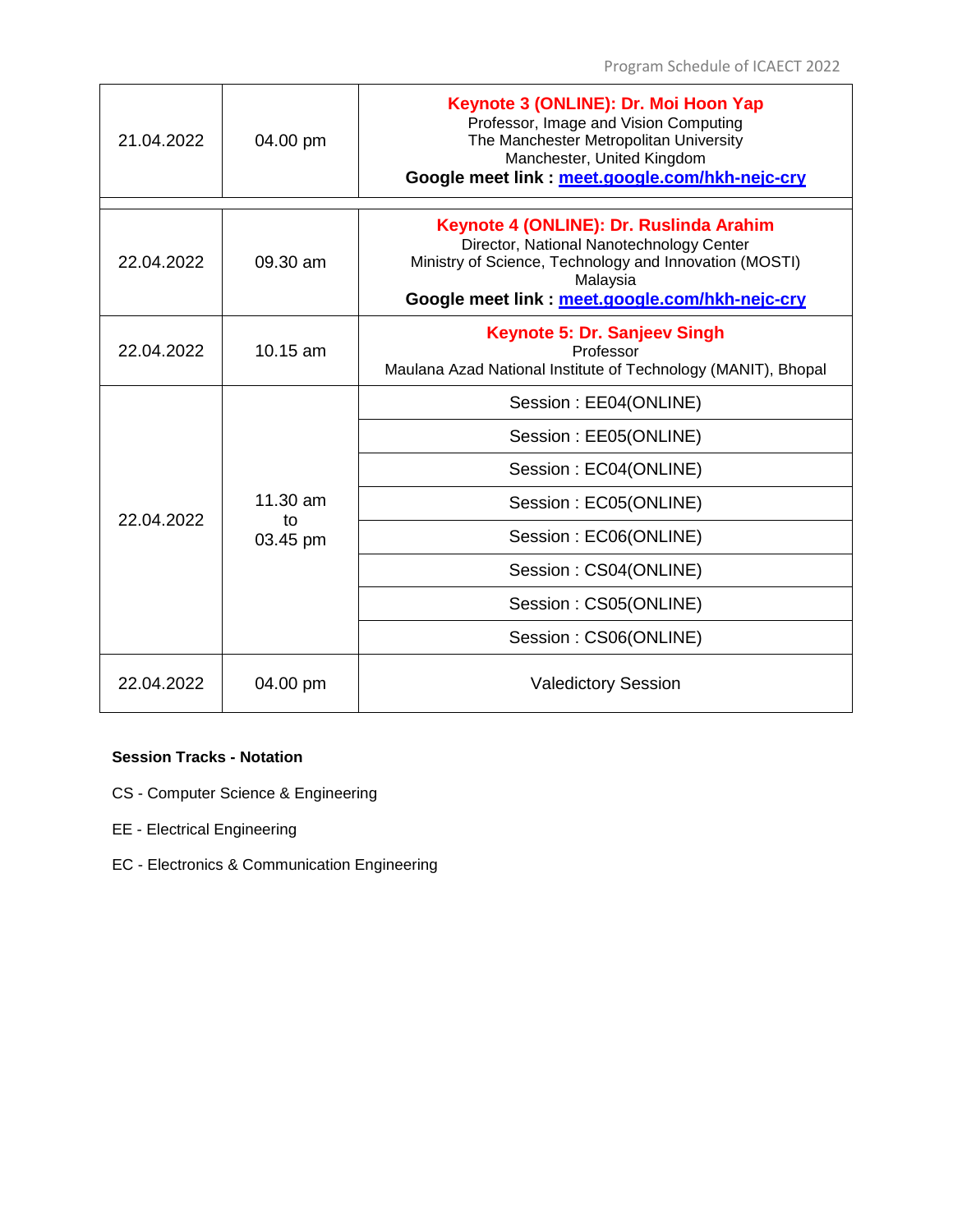| | | |
|---|---|---|
| 21.04.2022 | 04.00 pm | **Keynote 3 (ONLINE): Dr. Moi Hoon Yap**<br>Professor, Image and Vision Computing<br>The Manchester Metropolitan University<br>Manchester, United Kingdom<br>**Google meet link : meet.google.com/hkh-nejc-cry** |
| | | |
| 22.04.2022 | 09.30 am | **Keynote 4 (ONLINE): Dr. Ruslinda Arahim**<br>Director, National Nanotechnology Center<br>Ministry of Science, Technology and Innovation (MOSTI)<br>Malaysia<br>**Google meet link : meet.google.com/hkh-nejc-cry** |
| 22.04.2022 | 10.15 am | **Keynote 5: Dr. Sanjeev Singh**<br>Professor<br>Maulana Azad National Institute of Technology (MANIT), Bhopal |
| 22.04.2022 | 11.30 am to 03.45 pm | Session : EE04(ONLINE) |
| | | Session : EE05(ONLINE) |
| | | Session : EC04(ONLINE) |
| | | Session : EC05(ONLINE) |
| | | Session : EC06(ONLINE) |
| | | Session : CS04(ONLINE) |
| | | Session : CS05(ONLINE) |
| | | Session : CS06(ONLINE) |
| 22.04.2022 | 04.00 pm | Valedictory Session |

**Session Tracks - Notation**

CS - Computer Science & Engineering

EE - Electrical Engineering

EC - Electronics & Communication Engineering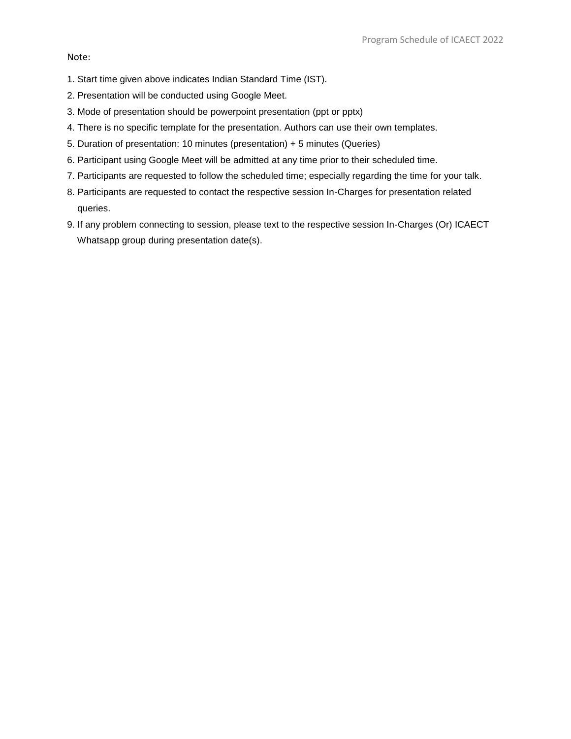Note:

1. Start time given above indicates Indian Standard Time (IST).
2. Presentation will be conducted using Google Meet.
3. Mode of presentation should be powerpoint presentation (ppt or pptx)
4. There is no specific template for the presentation. Authors can use their own templates.
5. Duration of presentation: 10 minutes (presentation) + 5 minutes (Queries)
6. Participant using Google Meet will be admitted at any time prior to their scheduled time.
7. Participants are requested to follow the scheduled time; especially regarding the time for your talk.
8. Participants are requested to contact the respective session In-Charges for presentation related queries.
9. If any problem connecting to session, please text to the respective session In-Charges (Or) ICAECT Whatsapp group during presentation date(s).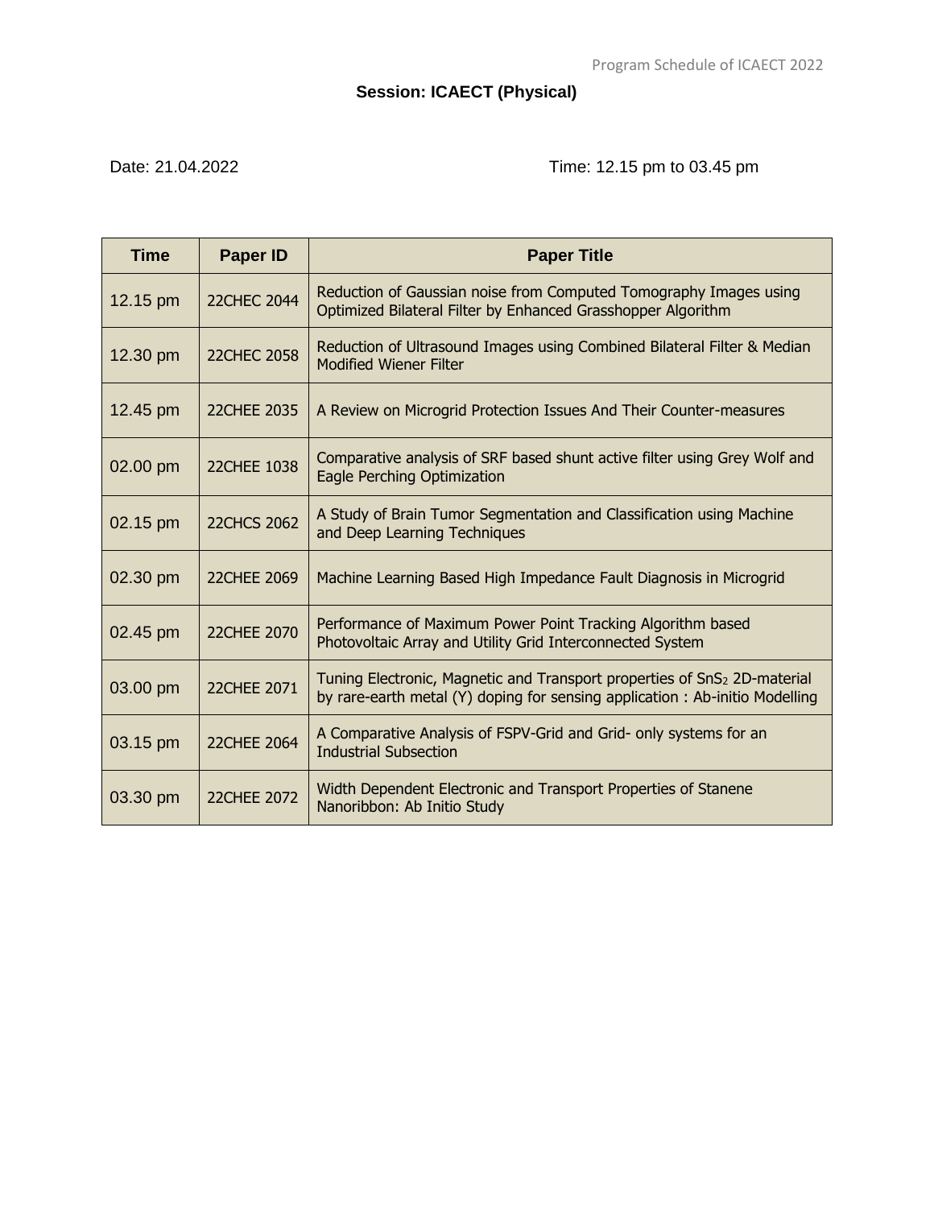## Session: ICAECT (Physical)

Date: 21.04.2022 Time: 12.15 pm to 03.45 pm

| Time | Paper ID | Paper Title |
|---|---|---|
| 12.15 pm | 22CHEC 2044 | Reduction of Gaussian noise from Computed Tomography Images using Optimized Bilateral Filter by Enhanced Grasshopper Algorithm |
| 12.30 pm | 22CHEC 2058 | Reduction of Ultrasound Images using Combined Bilateral Filter & Median Modified Wiener Filter |
| 12.45 pm | 22CHEE 2035 | A Review on Microgrid Protection Issues And Their Counter-measures |
| 02.00 pm | 22CHEE 1038 | Comparative analysis of SRF based shunt active filter using Grey Wolf and Eagle Perching Optimization |
| 02.15 pm | 22CHCS 2062 | A Study of Brain Tumor Segmentation and Classification using Machine and Deep Learning Techniques |
| 02.30 pm | 22CHEE 2069 | Machine Learning Based High Impedance Fault Diagnosis in Microgrid |
| 02.45 pm | 22CHEE 2070 | Performance of Maximum Power Point Tracking Algorithm based Photovoltaic Array and Utility Grid Interconnected System |
| 03.00 pm | 22CHEE 2071 | Tuning Electronic, Magnetic and Transport properties of $SnS_2$ 2D-material by rare-earth metal (Y) doping for sensing application : Ab-initio Modelling |
| 03.15 pm | 22CHEE 2064 | A Comparative Analysis of FSPV-Grid and Grid- only systems for an Industrial Subsection |
| 03.30 pm | 22CHEE 2072 | Width Dependent Electronic and Transport Properties of Stanene Nanoribbon: Ab Initio Study |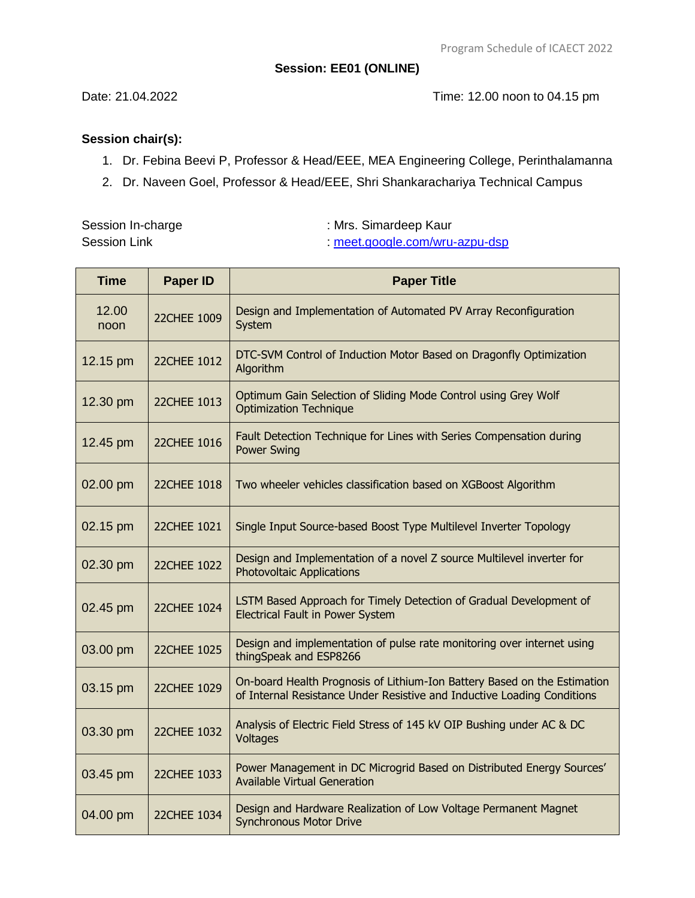## Session: EE01 (ONLINE)

Date: 21.04.2022 Time: 12.00 noon to 04.15 pm

**Session chair(s):**

1. Dr. Febina Beevi P, Professor & Head/EEE, MEA Engineering College, Perinthalamanna
2. Dr. Naveen Goel, Professor & Head/EEE, Shri Shankarachariya Technical Campus

Session In-charge : Mrs. Simardeep Kaur
Session Link : meet.google.com/wru-azpu-dsp

| Time | Paper ID | Paper Title |
|---|---|---|
| 12.00 noon | 22CHEE 1009 | Design and Implementation of Automated PV Array Reconfiguration System |
| 12.15 pm | 22CHEE 1012 | DTC-SVM Control of Induction Motor Based on Dragonfly Optimization Algorithm |
| 12.30 pm | 22CHEE 1013 | Optimum Gain Selection of Sliding Mode Control using Grey Wolf Optimization Technique |
| 12.45 pm | 22CHEE 1016 | Fault Detection Technique for Lines with Series Compensation during Power Swing |
| 02.00 pm | 22CHEE 1018 | Two wheeler vehicles classification based on XGBoost Algorithm |
| 02.15 pm | 22CHEE 1021 | Single Input Source-based Boost Type Multilevel Inverter Topology |
| 02.30 pm | 22CHEE 1022 | Design and Implementation of a novel Z source Multilevel inverter for Photovoltaic Applications |
| 02.45 pm | 22CHEE 1024 | LSTM Based Approach for Timely Detection of Gradual Development of Electrical Fault in Power System |
| 03.00 pm | 22CHEE 1025 | Design and implementation of pulse rate monitoring over internet using thingSpeak and ESP8266 |
| 03.15 pm | 22CHEE 1029 | On-board Health Prognosis of Lithium-Ion Battery Based on the Estimation of Internal Resistance Under Resistive and Inductive Loading Conditions |
| 03.30 pm | 22CHEE 1032 | Analysis of Electric Field Stress of 145 kV OIP Bushing under AC & DC Voltages |
| 03.45 pm | 22CHEE 1033 | Power Management in DC Microgrid Based on Distributed Energy Sources' Available Virtual Generation |
| 04.00 pm | 22CHEE 1034 | Design and Hardware Realization of Low Voltage Permanent Magnet Synchronous Motor Drive |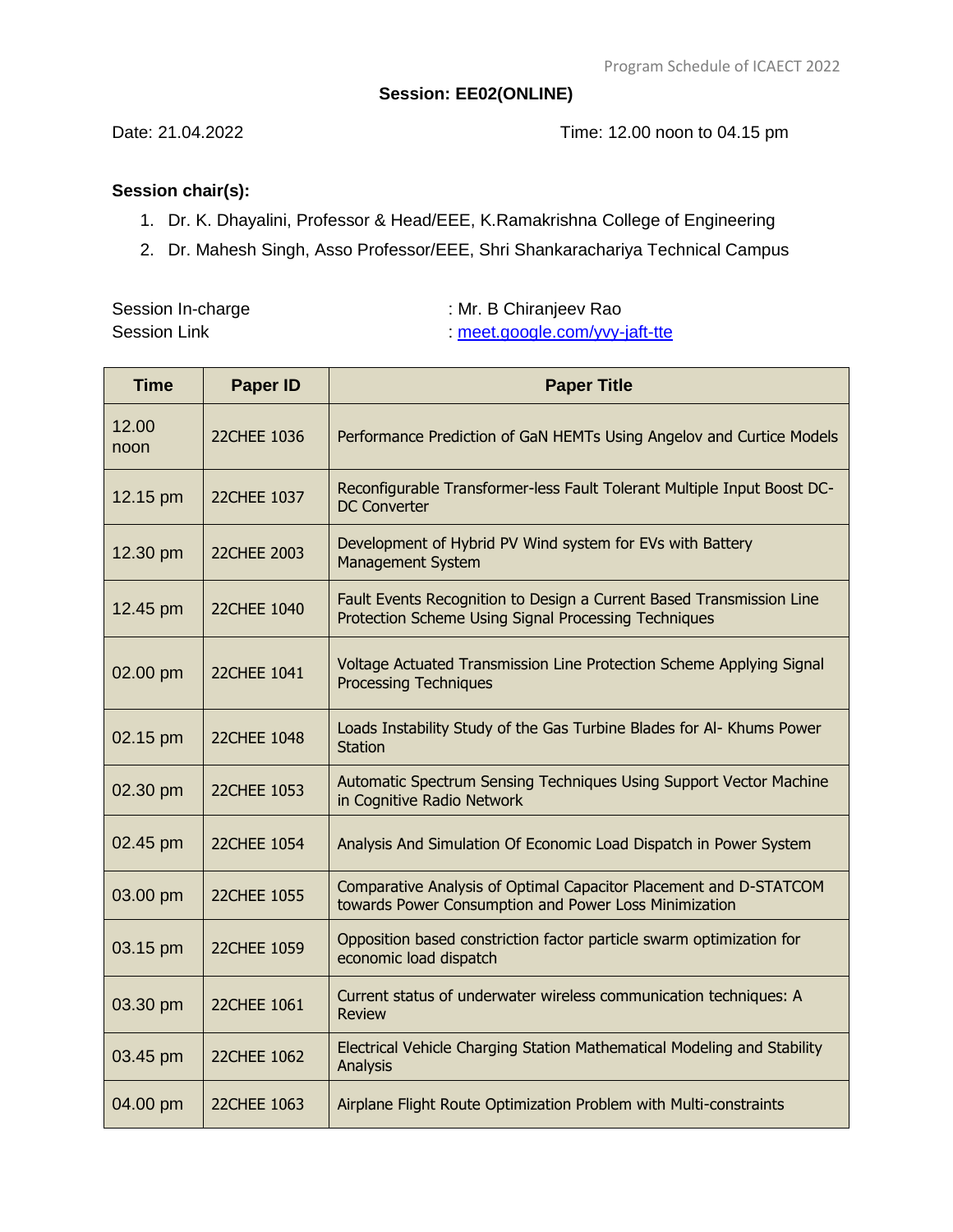## Session: EE02(ONLINE)

Date: 21.04.2022 Time: 12.00 noon to 04.15 pm

**Session chair(s):**

1. Dr. K. Dhayalini, Professor & Head/EEE, K.Ramakrishna College of Engineering
2. Dr. Mahesh Singh, Asso Professor/EEE, Shri Shankarachariya Technical Campus

Session In-charge : Mr. B Chiranjeev Rao
Session Link : meet.google.com/yvy-jaft-tte

| Time | Paper ID | Paper Title |
|---|---|---|
| 12.00 noon | 22CHEE 1036 | Performance Prediction of GaN HEMTs Using Angelov and Curtice Models |
| 12.15 pm | 22CHEE 1037 | Reconfigurable Transformer-less Fault Tolerant Multiple Input Boost DC-DC Converter |
| 12.30 pm | 22CHEE 2003 | Development of Hybrid PV Wind system for EVs with Battery Management System |
| 12.45 pm | 22CHEE 1040 | Fault Events Recognition to Design a Current Based Transmission Line Protection Scheme Using Signal Processing Techniques |
| 02.00 pm | 22CHEE 1041 | Voltage Actuated Transmission Line Protection Scheme Applying Signal Processing Techniques |
| 02.15 pm | 22CHEE 1048 | Loads Instability Study of the Gas Turbine Blades for Al- Khums Power Station |
| 02.30 pm | 22CHEE 1053 | Automatic Spectrum Sensing Techniques Using Support Vector Machine in Cognitive Radio Network |
| 02.45 pm | 22CHEE 1054 | Analysis And Simulation Of Economic Load Dispatch in Power System |
| 03.00 pm | 22CHEE 1055 | Comparative Analysis of Optimal Capacitor Placement and D-STATCOM towards Power Consumption and Power Loss Minimization |
| 03.15 pm | 22CHEE 1059 | Opposition based constriction factor particle swarm optimization for economic load dispatch |
| 03.30 pm | 22CHEE 1061 | Current status of underwater wireless communication techniques: A Review |
| 03.45 pm | 22CHEE 1062 | Electrical Vehicle Charging Station Mathematical Modeling and Stability Analysis |
| 04.00 pm | 22CHEE 1063 | Airplane Flight Route Optimization Problem with Multi-constraints |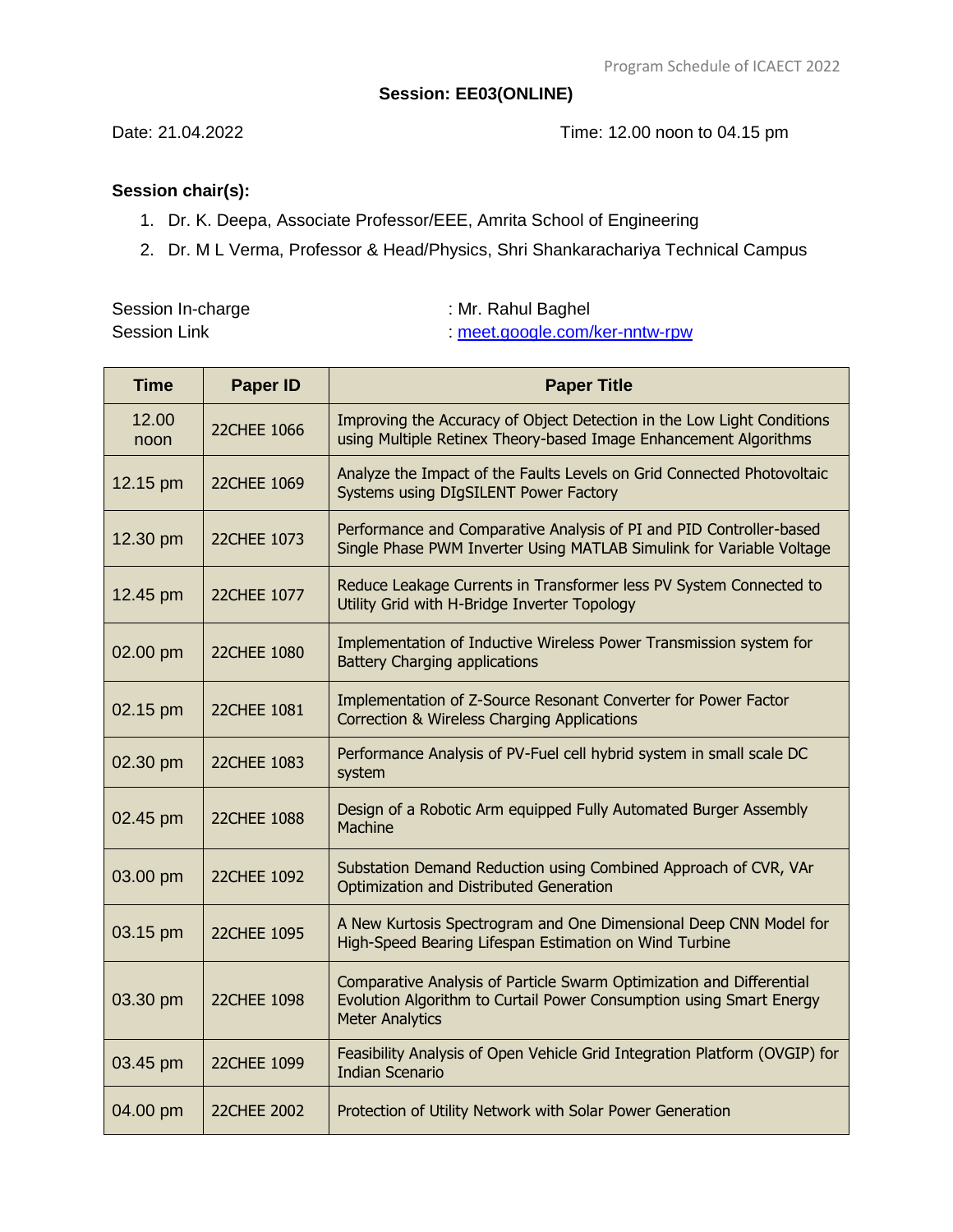## Session: EE03(ONLINE)

Date: 21.04.2022 Time: 12.00 noon to 04.15 pm

**Session chair(s):**

1. Dr. K. Deepa, Associate Professor/EEE, Amrita School of Engineering
2. Dr. M L Verma, Professor & Head/Physics, Shri Shankarachariya Technical Campus

Session In-charge : Mr. Rahul Baghel
Session Link : meet.google.com/ker-nntw-rpw

| Time | Paper ID | Paper Title |
|---|---|---|
| 12.00 noon | 22CHEE 1066 | Improving the Accuracy of Object Detection in the Low Light Conditions using Multiple Retinex Theory-based Image Enhancement Algorithms |
| 12.15 pm | 22CHEE 1069 | Analyze the Impact of the Faults Levels on Grid Connected Photovoltaic Systems using DIgSILENT Power Factory |
| 12.30 pm | 22CHEE 1073 | Performance and Comparative Analysis of PI and PID Controller-based Single Phase PWM Inverter Using MATLAB Simulink for Variable Voltage |
| 12.45 pm | 22CHEE 1077 | Reduce Leakage Currents in Transformer less PV System Connected to Utility Grid with H-Bridge Inverter Topology |
| 02.00 pm | 22CHEE 1080 | Implementation of Inductive Wireless Power Transmission system for Battery Charging applications |
| 02.15 pm | 22CHEE 1081 | Implementation of Z-Source Resonant Converter for Power Factor Correction & Wireless Charging Applications |
| 02.30 pm | 22CHEE 1083 | Performance Analysis of PV-Fuel cell hybrid system in small scale DC system |
| 02.45 pm | 22CHEE 1088 | Design of a Robotic Arm equipped Fully Automated Burger Assembly Machine |
| 03.00 pm | 22CHEE 1092 | Substation Demand Reduction using Combined Approach of CVR, VAr Optimization and Distributed Generation |
| 03.15 pm | 22CHEE 1095 | A New Kurtosis Spectrogram and One Dimensional Deep CNN Model for High-Speed Bearing Lifespan Estimation on Wind Turbine |
| 03.30 pm | 22CHEE 1098 | Comparative Analysis of Particle Swarm Optimization and Differential Evolution Algorithm to Curtail Power Consumption using Smart Energy Meter Analytics |
| 03.45 pm | 22CHEE 1099 | Feasibility Analysis of Open Vehicle Grid Integration Platform (OVGIP) for Indian Scenario |
| 04.00 pm | 22CHEE 2002 | Protection of Utility Network with Solar Power Generation |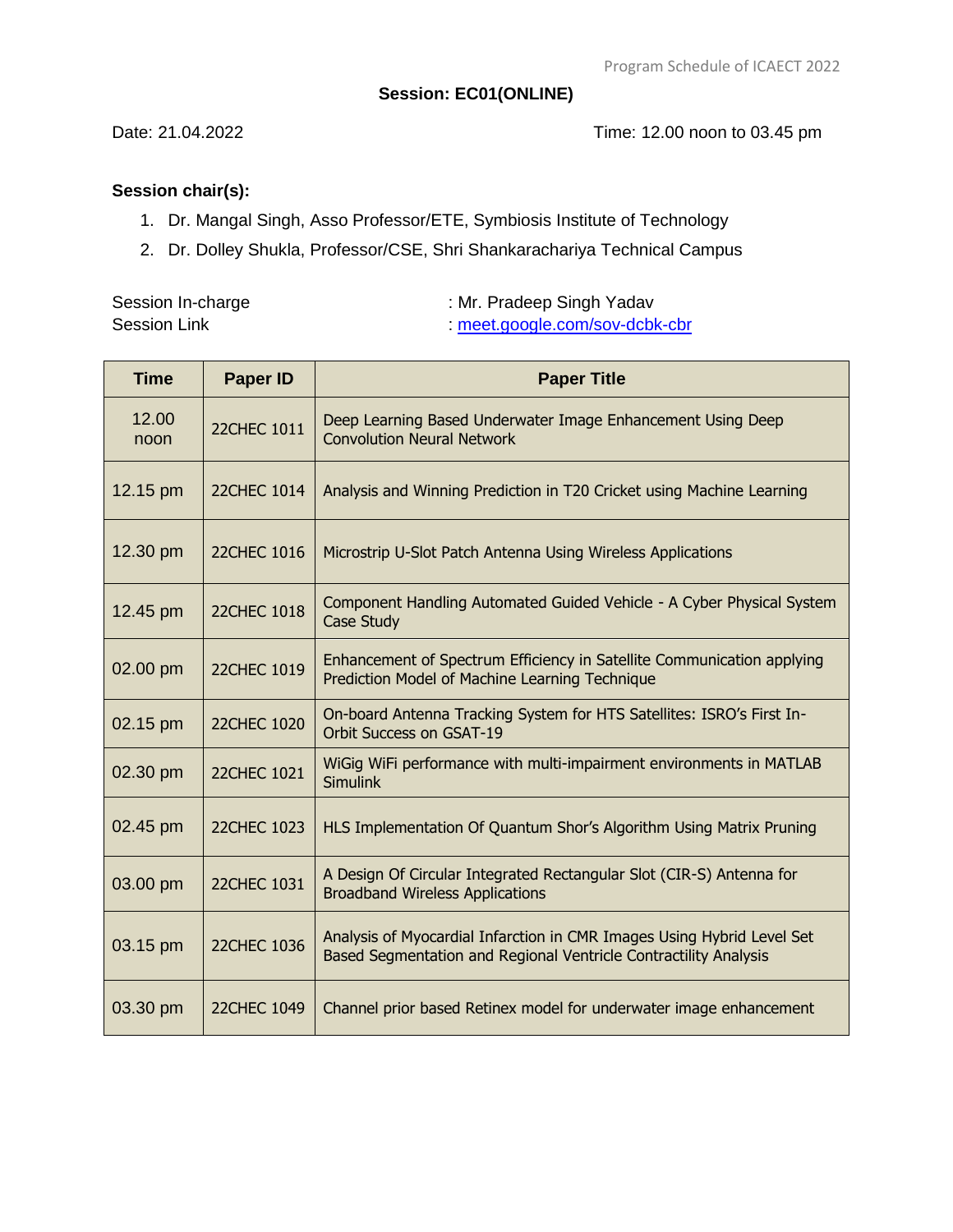## Session: EC01(ONLINE)

Date: 21.04.2022 Time: 12.00 noon to 03.45 pm

**Session chair(s):**

1. Dr. Mangal Singh, Asso Professor/ETE, Symbiosis Institute of Technology
2. Dr. Dolley Shukla, Professor/CSE, Shri Shankarachariya Technical Campus

Session In-charge : Mr. Pradeep Singh Yadav
Session Link : meet.google.com/sov-dcbk-cbr

| Time | Paper ID | Paper Title |
|---|---|---|
| 12.00 noon | 22CHEC 1011 | Deep Learning Based Underwater Image Enhancement Using Deep Convolution Neural Network |
| 12.15 pm | 22CHEC 1014 | Analysis and Winning Prediction in T20 Cricket using Machine Learning |
| 12.30 pm | 22CHEC 1016 | Microstrip U-Slot Patch Antenna Using Wireless Applications |
| 12.45 pm | 22CHEC 1018 | Component Handling Automated Guided Vehicle - A Cyber Physical System Case Study |
| 02.00 pm | 22CHEC 1019 | Enhancement of Spectrum Efficiency in Satellite Communication applying Prediction Model of Machine Learning Technique |
| 02.15 pm | 22CHEC 1020 | On-board Antenna Tracking System for HTS Satellites: ISRO's First In-Orbit Success on GSAT-19 |
| 02.30 pm | 22CHEC 1021 | WiGig WiFi performance with multi-impairment environments in MATLAB Simulink |
| 02.45 pm | 22CHEC 1023 | HLS Implementation Of Quantum Shor's Algorithm Using Matrix Pruning |
| 03.00 pm | 22CHEC 1031 | A Design Of Circular Integrated Rectangular Slot (CIR-S) Antenna for Broadband Wireless Applications |
| 03.15 pm | 22CHEC 1036 | Analysis of Myocardial Infarction in CMR Images Using Hybrid Level Set Based Segmentation and Regional Ventricle Contractility Analysis |
| 03.30 pm | 22CHEC 1049 | Channel prior based Retinex model for underwater image enhancement |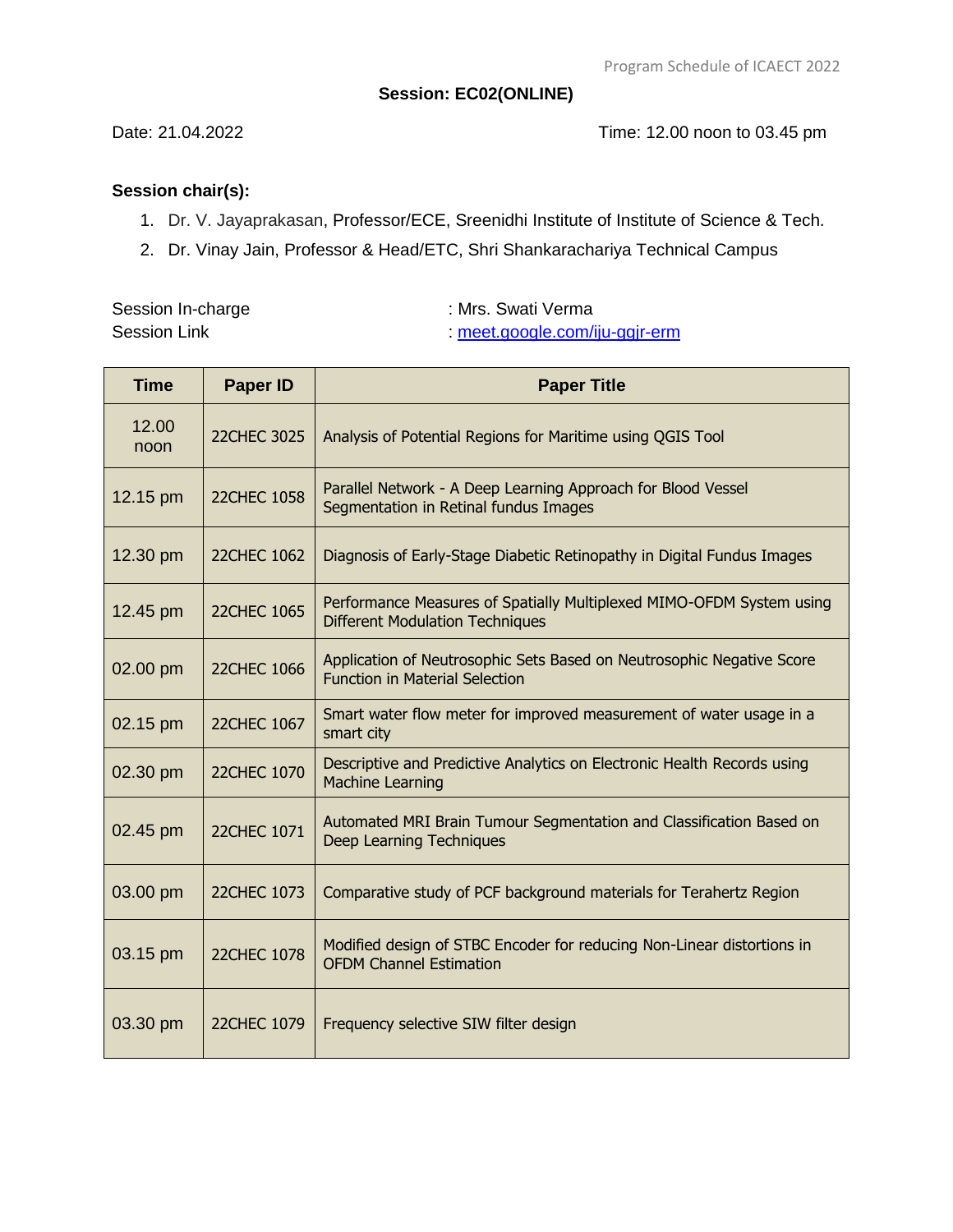## Session: EC02(ONLINE)

Date: 21.04.2022　　　　　　　　　　　　　　Time: 12.00 noon to 03.45 pm

**Session chair(s):**

1. Dr. V. Jayaprakasan, Professor/ECE, Sreenidhi Institute of Institute of Science & Tech.
2. Dr. Vinay Jain, Professor & Head/ETC, Shri Shankarachariya Technical Campus

Session In-charge : Mrs. Swati Verma
Session Link : meet.google.com/iju-ggjr-erm

| Time | Paper ID | Paper Title |
|---|---|---|
| 12.00 noon | 22CHEC 3025 | Analysis of Potential Regions for Maritime using QGIS Tool |
| 12.15 pm | 22CHEC 1058 | Parallel Network - A Deep Learning Approach for Blood Vessel Segmentation in Retinal fundus Images |
| 12.30 pm | 22CHEC 1062 | Diagnosis of Early-Stage Diabetic Retinopathy in Digital Fundus Images |
| 12.45 pm | 22CHEC 1065 | Performance Measures of Spatially Multiplexed MIMO-OFDM System using Different Modulation Techniques |
| 02.00 pm | 22CHEC 1066 | Application of Neutrosophic Sets Based on Neutrosophic Negative Score Function in Material Selection |
| 02.15 pm | 22CHEC 1067 | Smart water flow meter for improved measurement of water usage in a smart city |
| 02.30 pm | 22CHEC 1070 | Descriptive and Predictive Analytics on Electronic Health Records using Machine Learning |
| 02.45 pm | 22CHEC 1071 | Automated MRI Brain Tumour Segmentation and Classification Based on Deep Learning Techniques |
| 03.00 pm | 22CHEC 1073 | Comparative study of PCF background materials for Terahertz Region |
| 03.15 pm | 22CHEC 1078 | Modified design of STBC Encoder for reducing Non-Linear distortions in OFDM Channel Estimation |
| 03.30 pm | 22CHEC 1079 | Frequency selective SIW filter design |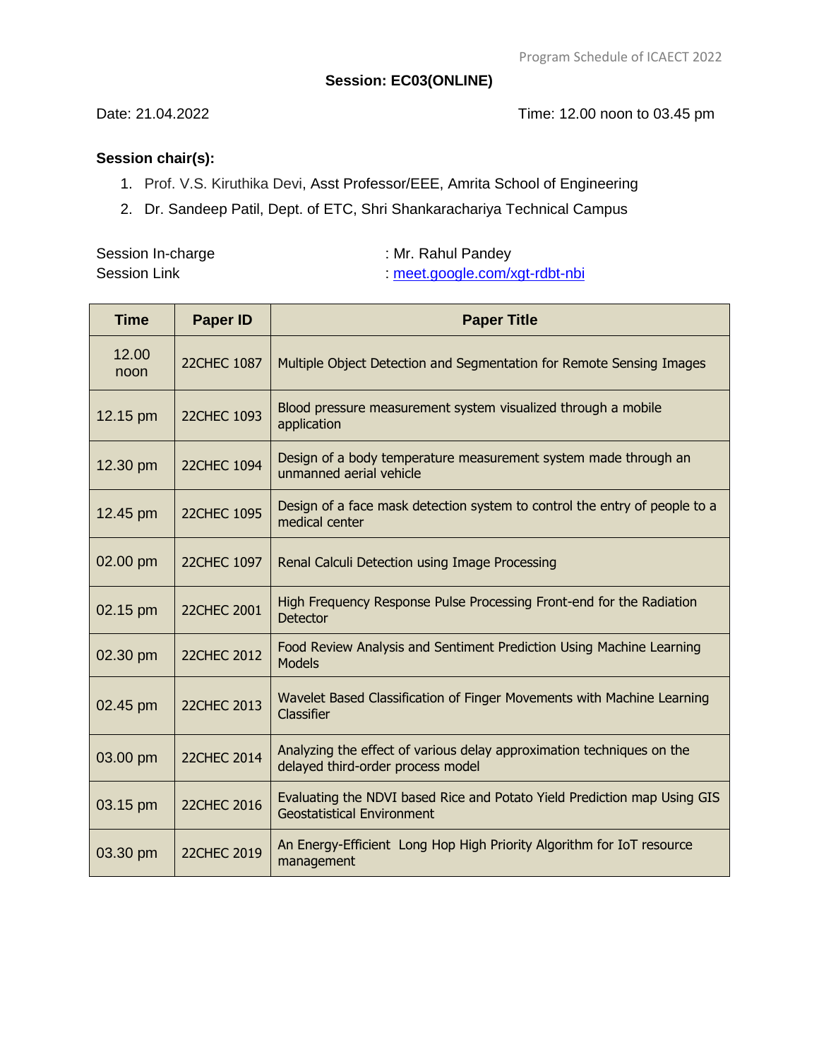### Session: EC03(ONLINE)

Date: 21.04.2022 Time: 12.00 noon to 03.45 pm

**Session chair(s):**

1. Prof. V.S. Kiruthika Devi, Asst Professor/EEE, Amrita School of Engineering
2. Dr. Sandeep Patil, Dept. of ETC, Shri Shankarachariya Technical Campus

Session In-charge : Mr. Rahul Pandey
Session Link : [meet.google.com/xgt-rdbt-nbi](meet.google.com/xgt-rdbt-nbi)

| Time | Paper ID | Paper Title |
|---|---|---|
| 12.00 noon | 22CHEC 1087 | Multiple Object Detection and Segmentation for Remote Sensing Images |
| 12.15 pm | 22CHEC 1093 | Blood pressure measurement system visualized through a mobile application |
| 12.30 pm | 22CHEC 1094 | Design of a body temperature measurement system made through an unmanned aerial vehicle |
| 12.45 pm | 22CHEC 1095 | Design of a face mask detection system to control the entry of people to a medical center |
| 02.00 pm | 22CHEC 1097 | Renal Calculi Detection using Image Processing |
| 02.15 pm | 22CHEC 2001 | High Frequency Response Pulse Processing Front-end for the Radiation Detector |
| 02.30 pm | 22CHEC 2012 | Food Review Analysis and Sentiment Prediction Using Machine Learning Models |
| 02.45 pm | 22CHEC 2013 | Wavelet Based Classification of Finger Movements with Machine Learning Classifier |
| 03.00 pm | 22CHEC 2014 | Analyzing the effect of various delay approximation techniques on the delayed third-order process model |
| 03.15 pm | 22CHEC 2016 | Evaluating the NDVI based Rice and Potato Yield Prediction map Using GIS Geostatistical Environment |
| 03.30 pm | 22CHEC 2019 | An Energy-Efficient Long Hop High Priority Algorithm for IoT resource management |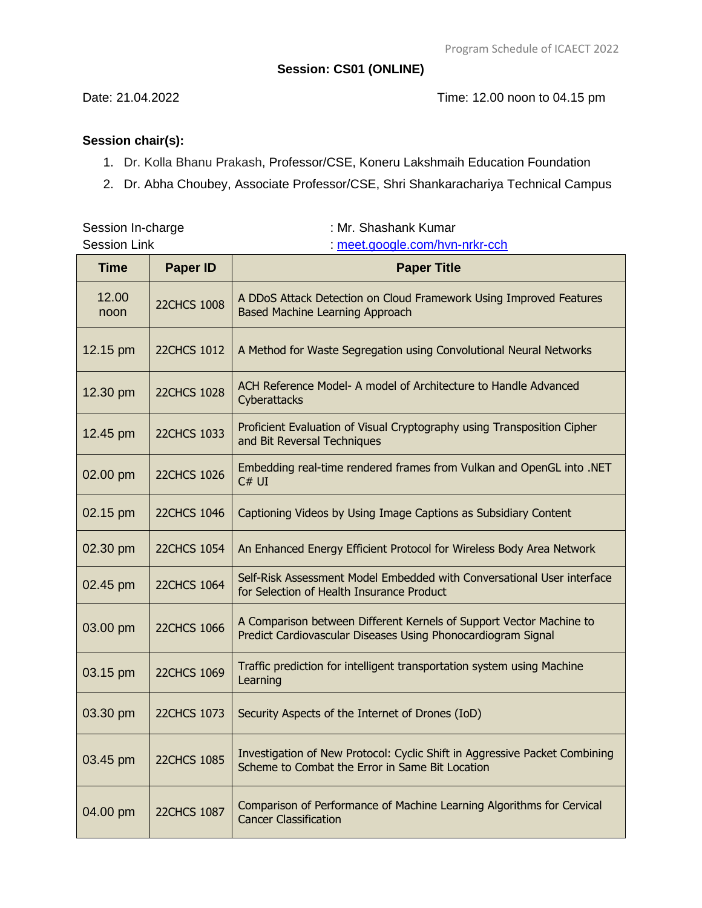## Session: CS01 (ONLINE)

Date: 21.04.2022 Time: 12.00 noon to 04.15 pm

**Session chair(s):**

1. Dr. Kolla Bhanu Prakash, Professor/CSE, Koneru Lakshmaih Education Foundation
2. Dr. Abha Choubey, Associate Professor/CSE, Shri Shankarachariya Technical Campus

Session In-charge : Mr. Shashank Kumar
Session Link : meet.google.com/hvn-nrkr-cch

| Time | Paper ID | Paper Title |
|---|---|---|
| 12.00 noon | 22CHCS 1008 | A DDoS Attack Detection on Cloud Framework Using Improved Features Based Machine Learning Approach |
| 12.15 pm | 22CHCS 1012 | A Method for Waste Segregation using Convolutional Neural Networks |
| 12.30 pm | 22CHCS 1028 | ACH Reference Model- A model of Architecture to Handle Advanced Cyberattacks |
| 12.45 pm | 22CHCS 1033 | Proficient Evaluation of Visual Cryptography using Transposition Cipher and Bit Reversal Techniques |
| 02.00 pm | 22CHCS 1026 | Embedding real-time rendered frames from Vulkan and OpenGL into .NET C# UI |
| 02.15 pm | 22CHCS 1046 | Captioning Videos by Using Image Captions as Subsidiary Content |
| 02.30 pm | 22CHCS 1054 | An Enhanced Energy Efficient Protocol for Wireless Body Area Network |
| 02.45 pm | 22CHCS 1064 | Self-Risk Assessment Model Embedded with Conversational User interface for Selection of Health Insurance Product |
| 03.00 pm | 22CHCS 1066 | A Comparison between Different Kernels of Support Vector Machine to Predict Cardiovascular Diseases Using Phonocardiogram Signal |
| 03.15 pm | 22CHCS 1069 | Traffic prediction for intelligent transportation system using Machine Learning |
| 03.30 pm | 22CHCS 1073 | Security Aspects of the Internet of Drones (IoD) |
| 03.45 pm | 22CHCS 1085 | Investigation of New Protocol: Cyclic Shift in Aggressive Packet Combining Scheme to Combat the Error in Same Bit Location |
| 04.00 pm | 22CHCS 1087 | Comparison of Performance of Machine Learning Algorithms for Cervical Cancer Classification |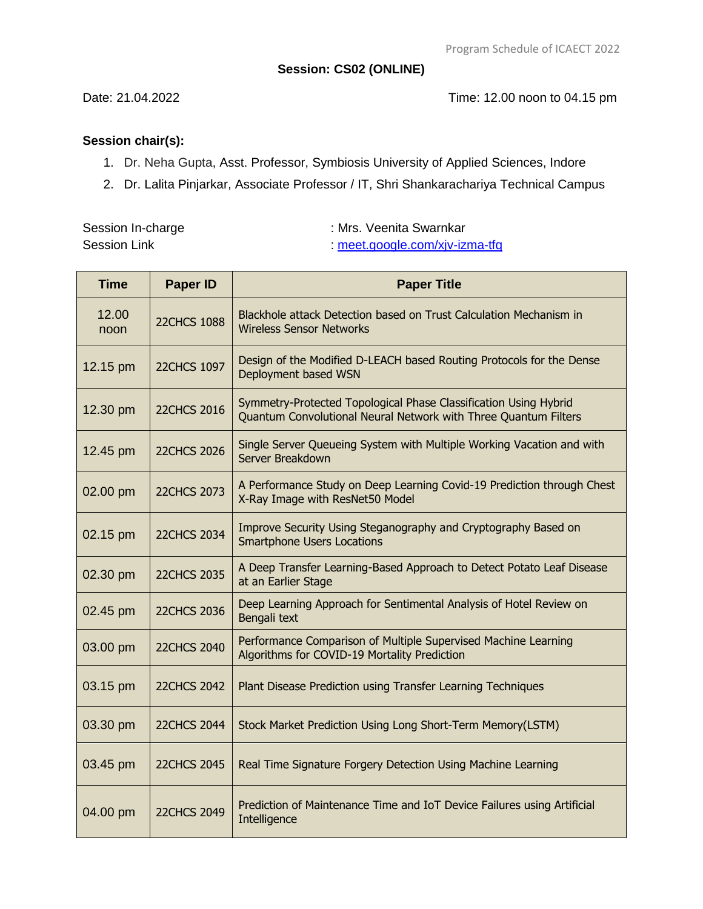**Session: CS02 (ONLINE)**

Date: 21.04.2022 Time: 12.00 noon to 04.15 pm

**Session chair(s):**

1. Dr. Neha Gupta, Asst. Professor, Symbiosis University of Applied Sciences, Indore
2. Dr. Lalita Pinjarkar, Associate Professor / IT, Shri Shankarachariya Technical Campus

Session In-charge : Mrs. Veenita Swarnkar
Session Link : meet.google.com/xjv-izma-tfq

| Time | Paper ID | Paper Title |
|---|---|---|
| 12.00 noon | 22CHCS 1088 | Blackhole attack Detection based on Trust Calculation Mechanism in Wireless Sensor Networks |
| 12.15 pm | 22CHCS 1097 | Design of the Modified D-LEACH based Routing Protocols for the Dense Deployment based WSN |
| 12.30 pm | 22CHCS 2016 | Symmetry-Protected Topological Phase Classification Using Hybrid Quantum Convolutional Neural Network with Three Quantum Filters |
| 12.45 pm | 22CHCS 2026 | Single Server Queueing System with Multiple Working Vacation and with Server Breakdown |
| 02.00 pm | 22CHCS 2073 | A Performance Study on Deep Learning Covid-19 Prediction through Chest X-Ray Image with ResNet50 Model |
| 02.15 pm | 22CHCS 2034 | Improve Security Using Steganography and Cryptography Based on Smartphone Users Locations |
| 02.30 pm | 22CHCS 2035 | A Deep Transfer Learning-Based Approach to Detect Potato Leaf Disease at an Earlier Stage |
| 02.45 pm | 22CHCS 2036 | Deep Learning Approach for Sentimental Analysis of Hotel Review on Bengali text |
| 03.00 pm | 22CHCS 2040 | Performance Comparison of Multiple Supervised Machine Learning Algorithms for COVID-19 Mortality Prediction |
| 03.15 pm | 22CHCS 2042 | Plant Disease Prediction using Transfer Learning Techniques |
| 03.30 pm | 22CHCS 2044 | Stock Market Prediction Using Long Short-Term Memory(LSTM) |
| 03.45 pm | 22CHCS 2045 | Real Time Signature Forgery Detection Using Machine Learning |
| 04.00 pm | 22CHCS 2049 | Prediction of Maintenance Time and IoT Device Failures using Artificial Intelligence |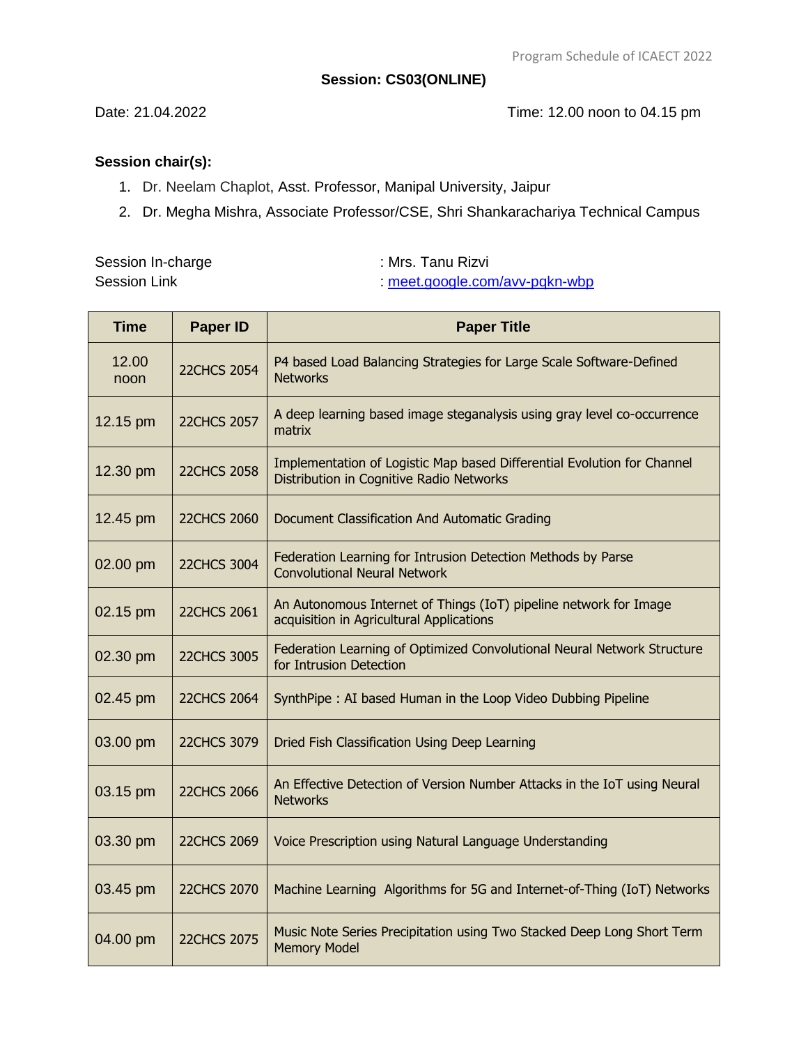## Session: CS03(ONLINE)

Date: 21.04.2022 Time: 12.00 noon to 04.15 pm

**Session chair(s):**

1. Dr. Neelam Chaplot, Asst. Professor, Manipal University, Jaipur
2. Dr. Megha Mishra, Associate Professor/CSE, Shri Shankarachariya Technical Campus

Session In-charge : Mrs. Tanu Rizvi
Session Link : meet.google.com/avv-pqkn-wbp

| Time | Paper ID | Paper Title |
|---|---|---|
| 12.00 noon | 22CHCS 2054 | P4 based Load Balancing Strategies for Large Scale Software-Defined Networks |
| 12.15 pm | 22CHCS 2057 | A deep learning based image steganalysis using gray level co-occurrence matrix |
| 12.30 pm | 22CHCS 2058 | Implementation of Logistic Map based Differential Evolution for Channel Distribution in Cognitive Radio Networks |
| 12.45 pm | 22CHCS 2060 | Document Classification And Automatic Grading |
| 02.00 pm | 22CHCS 3004 | Federation Learning for Intrusion Detection Methods by Parse Convolutional Neural Network |
| 02.15 pm | 22CHCS 2061 | An Autonomous Internet of Things (IoT) pipeline network for Image acquisition in Agricultural Applications |
| 02.30 pm | 22CHCS 3005 | Federation Learning of Optimized Convolutional Neural Network Structure for Intrusion Detection |
| 02.45 pm | 22CHCS 2064 | SynthPipe : AI based Human in the Loop Video Dubbing Pipeline |
| 03.00 pm | 22CHCS 3079 | Dried Fish Classification Using Deep Learning |
| 03.15 pm | 22CHCS 2066 | An Effective Detection of Version Number Attacks in the IoT using Neural Networks |
| 03.30 pm | 22CHCS 2069 | Voice Prescription using Natural Language Understanding |
| 03.45 pm | 22CHCS 2070 | Machine Learning Algorithms for 5G and Internet-of-Thing (IoT) Networks |
| 04.00 pm | 22CHCS 2075 | Music Note Series Precipitation using Two Stacked Deep Long Short Term Memory Model |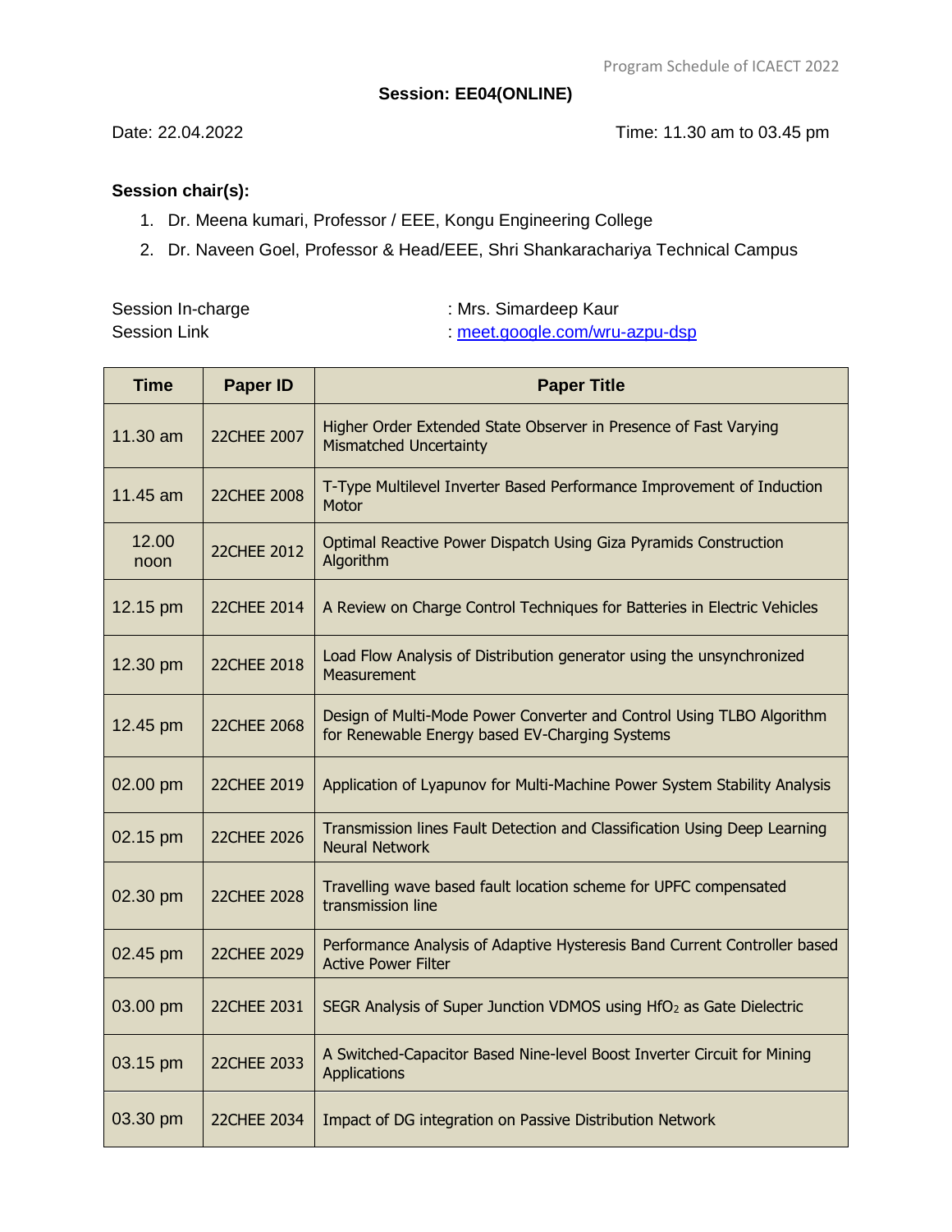## Session: EE04(ONLINE)

Date: 22.04.2022 Time: 11.30 am to 03.45 pm

**Session chair(s):**

1. Dr. Meena kumari, Professor / EEE, Kongu Engineering College
2. Dr. Naveen Goel, Professor & Head/EEE, Shri Shankarachariya Technical Campus

Session In-charge : Mrs. Simardeep Kaur
Session Link : meet.google.com/wru-azpu-dsp

| Time | Paper ID | Paper Title |
|---|---|---|
| 11.30 am | 22CHEE 2007 | Higher Order Extended State Observer in Presence of Fast Varying Mismatched Uncertainty |
| 11.45 am | 22CHEE 2008 | T-Type Multilevel Inverter Based Performance Improvement of Induction Motor |
| 12.00 noon | 22CHEE 2012 | Optimal Reactive Power Dispatch Using Giza Pyramids Construction Algorithm |
| 12.15 pm | 22CHEE 2014 | A Review on Charge Control Techniques for Batteries in Electric Vehicles |
| 12.30 pm | 22CHEE 2018 | Load Flow Analysis of Distribution generator using the unsynchronized Measurement |
| 12.45 pm | 22CHEE 2068 | Design of Multi-Mode Power Converter and Control Using TLBO Algorithm for Renewable Energy based EV-Charging Systems |
| 02.00 pm | 22CHEE 2019 | Application of Lyapunov for Multi-Machine Power System Stability Analysis |
| 02.15 pm | 22CHEE 2026 | Transmission lines Fault Detection and Classification Using Deep Learning Neural Network |
| 02.30 pm | 22CHEE 2028 | Travelling wave based fault location scheme for UPFC compensated transmission line |
| 02.45 pm | 22CHEE 2029 | Performance Analysis of Adaptive Hysteresis Band Current Controller based Active Power Filter |
| 03.00 pm | 22CHEE 2031 | SEGR Analysis of Super Junction VDMOS using $HfO_2$ as Gate Dielectric |
| 03.15 pm | 22CHEE 2033 | A Switched-Capacitor Based Nine-level Boost Inverter Circuit for Mining Applications |
| 03.30 pm | 22CHEE 2034 | Impact of DG integration on Passive Distribution Network |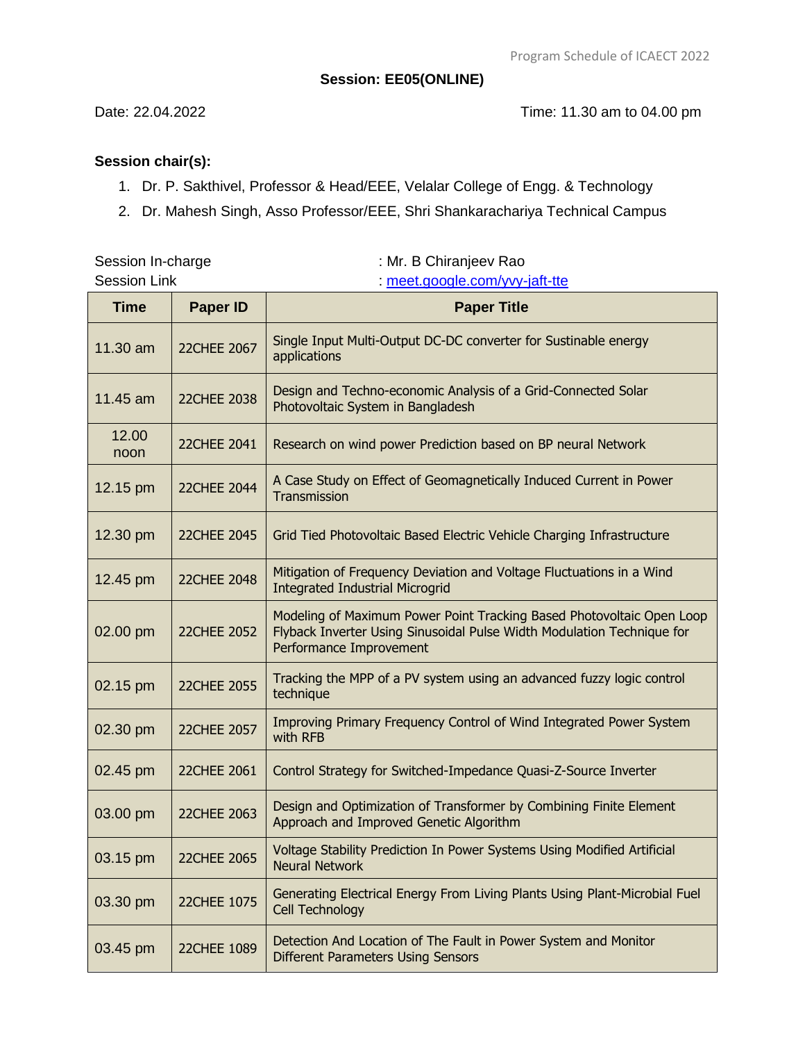**Session: EE05(ONLINE)**

Date: 22.04.2022 Time: 11.30 am to 04.00 pm

**Session chair(s):**

1. Dr. P. Sakthivel, Professor & Head/EEE, Velalar College of Engg. & Technology
2. Dr. Mahesh Singh, Asso Professor/EEE, Shri Shankarachariya Technical Campus

Session In-charge : Mr. B Chiranjeev Rao
Session Link : meet.google.com/yvy-jaft-tte

| Time | Paper ID | Paper Title |
|---|---|---|
| 11.30 am | 22CHEE 2067 | Single Input Multi-Output DC-DC converter for Sustainable energy applications |
| 11.45 am | 22CHEE 2038 | Design and Techno-economic Analysis of a Grid-Connected Solar Photovoltaic System in Bangladesh |
| 12.00 noon | 22CHEE 2041 | Research on wind power Prediction based on BP neural Network |
| 12.15 pm | 22CHEE 2044 | A Case Study on Effect of Geomagnetically Induced Current in Power Transmission |
| 12.30 pm | 22CHEE 2045 | Grid Tied Photovoltaic Based Electric Vehicle Charging Infrastructure |
| 12.45 pm | 22CHEE 2048 | Mitigation of Frequency Deviation and Voltage Fluctuations in a Wind Integrated Industrial Microgrid |
| 02.00 pm | 22CHEE 2052 | Modeling of Maximum Power Point Tracking Based Photovoltaic Open Loop Flyback Inverter Using Sinusoidal Pulse Width Modulation Technique for Performance Improvement |
| 02.15 pm | 22CHEE 2055 | Tracking the MPP of a PV system using an advanced fuzzy logic control technique |
| 02.30 pm | 22CHEE 2057 | Improving Primary Frequency Control of Wind Integrated Power System with RFB |
| 02.45 pm | 22CHEE 2061 | Control Strategy for Switched-Impedance Quasi-Z-Source Inverter |
| 03.00 pm | 22CHEE 2063 | Design and Optimization of Transformer by Combining Finite Element Approach and Improved Genetic Algorithm |
| 03.15 pm | 22CHEE 2065 | Voltage Stability Prediction In Power Systems Using Modified Artificial Neural Network |
| 03.30 pm | 22CHEE 1075 | Generating Electrical Energy From Living Plants Using Plant-Microbial Fuel Cell Technology |
| 03.45 pm | 22CHEE 1089 | Detection And Location of The Fault in Power System and Monitor Different Parameters Using Sensors |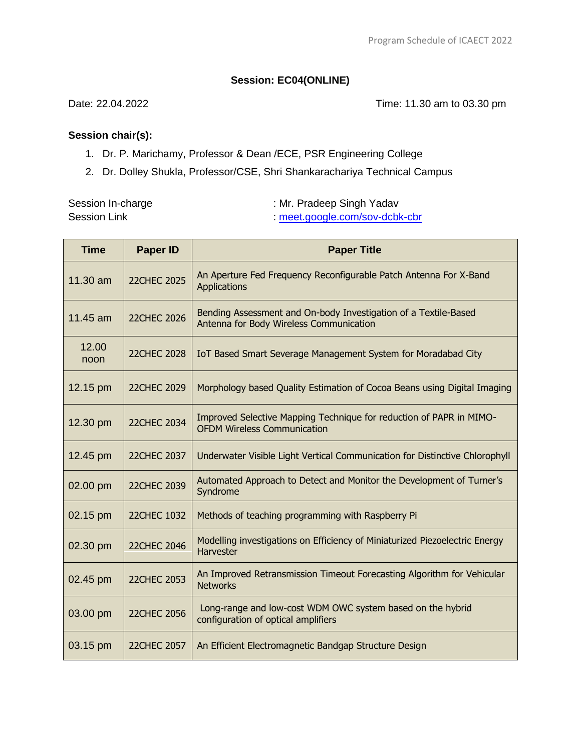## Session: EC04(ONLINE)

Date: 22.04.2022 Time: 11.30 am to 03.30 pm

**Session chair(s):**

1. Dr. P. Marichamy, Professor & Dean /ECE, PSR Engineering College
2. Dr. Dolley Shukla, Professor/CSE, Shri Shankarachariya Technical Campus

Session In-charge : Mr. Pradeep Singh Yadav
Session Link : meet.google.com/sov-dcbk-cbr

| Time | Paper ID | Paper Title |
|---|---|---|
| 11.30 am | 22CHEC 2025 | An Aperture Fed Frequency Reconfigurable Patch Antenna For X-Band Applications |
| 11.45 am | 22CHEC 2026 | Bending Assessment and On-body Investigation of a Textile-Based Antenna for Body Wireless Communication |
| 12.00 noon | 22CHEC 2028 | IoT Based Smart Severage Management System for Moradabad City |
| 12.15 pm | 22CHEC 2029 | Morphology based Quality Estimation of Cocoa Beans using Digital Imaging |
| 12.30 pm | 22CHEC 2034 | Improved Selective Mapping Technique for reduction of PAPR in MIMO-OFDM Wireless Communication |
| 12.45 pm | 22CHEC 2037 | Underwater Visible Light Vertical Communication for Distinctive Chlorophyll |
| 02.00 pm | 22CHEC 2039 | Automated Approach to Detect and Monitor the Development of Turner's Syndrome |
| 02.15 pm | 22CHEC 1032 | Methods of teaching programming with Raspberry Pi |
| 02.30 pm | 22CHEC 2046 | Modelling investigations on Efficiency of Miniaturized Piezoelectric Energy Harvester |
| 02.45 pm | 22CHEC 2053 | An Improved Retransmission Timeout Forecasting Algorithm for Vehicular Networks |
| 03.00 pm | 22CHEC 2056 | Long-range and low-cost WDM OWC system based on the hybrid configuration of optical amplifiers |
| 03.15 pm | 22CHEC 2057 | An Efficient Electromagnetic Bandgap Structure Design |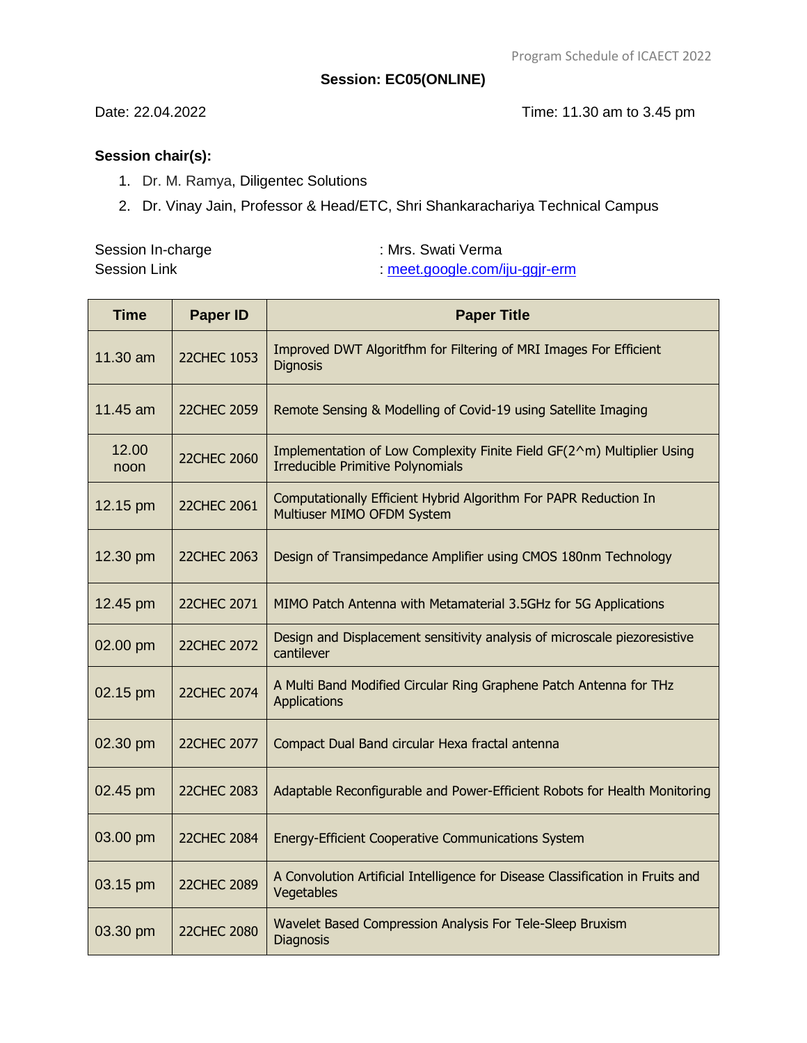## Session: EC05(ONLINE)

Date: 22.04.2022 Time: 11.30 am to 3.45 pm

**Session chair(s):**

1. Dr. M. Ramya, Diligentec Solutions
2. Dr. Vinay Jain, Professor & Head/ETC, Shri Shankarachariya Technical Campus

Session In-charge : Mrs. Swati Verma
Session Link : meet.google.com/iju-ggjr-erm

| Time | Paper ID | Paper Title |
|---|---|---|
| 11.30 am | 22CHEC 1053 | Improved DWT Algoritfhm for Filtering of MRI Images For Efficient Dignosis |
| 11.45 am | 22CHEC 2059 | Remote Sensing & Modelling of Covid-19 using Satellite Imaging |
| 12.00 noon | 22CHEC 2060 | Implementation of Low Complexity Finite Field GF(2^m) Multiplier Using Irreducible Primitive Polynomials |
| 12.15 pm | 22CHEC 2061 | Computationally Efficient Hybrid Algorithm For PAPR Reduction In Multiuser MIMO OFDM System |
| 12.30 pm | 22CHEC 2063 | Design of Transimpedance Amplifier using CMOS 180nm Technology |
| 12.45 pm | 22CHEC 2071 | MIMO Patch Antenna with Metamaterial 3.5GHz for 5G Applications |
| 02.00 pm | 22CHEC 2072 | Design and Displacement sensitivity analysis of microscale piezoresistive cantilever |
| 02.15 pm | 22CHEC 2074 | A Multi Band Modified Circular Ring Graphene Patch Antenna for THz Applications |
| 02.30 pm | 22CHEC 2077 | Compact Dual Band circular Hexa fractal antenna |
| 02.45 pm | 22CHEC 2083 | Adaptable Reconfigurable and Power-Efficient Robots for Health Monitoring |
| 03.00 pm | 22CHEC 2084 | Energy-Efficient Cooperative Communications System |
| 03.15 pm | 22CHEC 2089 | A Convolution Artificial Intelligence for Disease Classification in Fruits and Vegetables |
| 03.30 pm | 22CHEC 2080 | Wavelet Based Compression Analysis For Tele-Sleep Bruxism Diagnosis |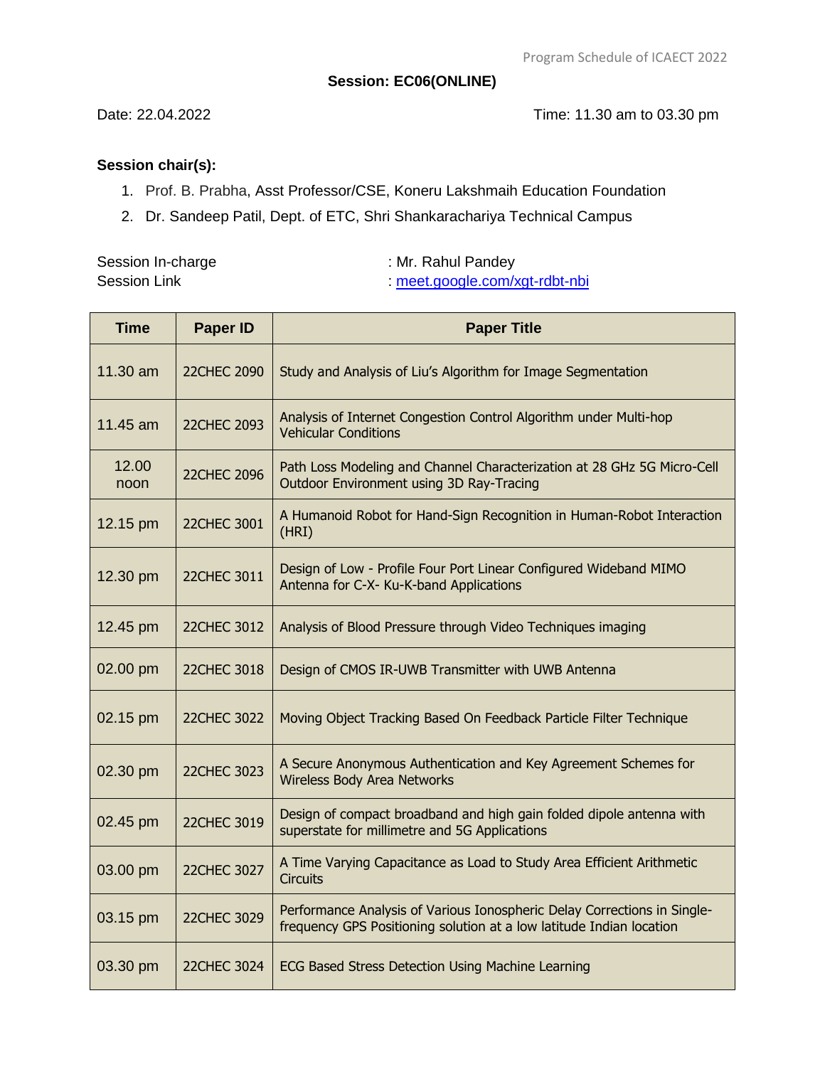**Session: EC06(ONLINE)**

Date: 22.04.2022 Time: 11.30 am to 03.30 pm

**Session chair(s):**

1. Prof. B. Prabha, Asst Professor/CSE, Koneru Lakshmaih Education Foundation
2. Dr. Sandeep Patil, Dept. of ETC, Shri Shankarachariya Technical Campus

Session In-charge : Mr. Rahul Pandey
Session Link : meet.google.com/xgt-rdbt-nbi

| Time | Paper ID | Paper Title |
|---|---|---|
| 11.30 am | 22CHEC 2090 | Study and Analysis of Liu's Algorithm for Image Segmentation |
| 11.45 am | 22CHEC 2093 | Analysis of Internet Congestion Control Algorithm under Multi-hop Vehicular Conditions |
| 12.00 noon | 22CHEC 2096 | Path Loss Modeling and Channel Characterization at 28 GHz 5G Micro-Cell Outdoor Environment using 3D Ray-Tracing |
| 12.15 pm | 22CHEC 3001 | A Humanoid Robot for Hand-Sign Recognition in Human-Robot Interaction (HRI) |
| 12.30 pm | 22CHEC 3011 | Design of Low - Profile Four Port Linear Configured Wideband MIMO Antenna for C-X- Ku-K-band Applications |
| 12.45 pm | 22CHEC 3012 | Analysis of Blood Pressure through Video Techniques imaging |
| 02.00 pm | 22CHEC 3018 | Design of CMOS IR-UWB Transmitter with UWB Antenna |
| 02.15 pm | 22CHEC 3022 | Moving Object Tracking Based On Feedback Particle Filter Technique |
| 02.30 pm | 22CHEC 3023 | A Secure Anonymous Authentication and Key Agreement Schemes for Wireless Body Area Networks |
| 02.45 pm | 22CHEC 3019 | Design of compact broadband and high gain folded dipole antenna with superstate for millimetre and 5G Applications |
| 03.00 pm | 22CHEC 3027 | A Time Varying Capacitance as Load to Study Area Efficient Arithmetic Circuits |
| 03.15 pm | 22CHEC 3029 | Performance Analysis of Various Ionospheric Delay Corrections in Single-frequency GPS Positioning solution at a low latitude Indian location |
| 03.30 pm | 22CHEC 3024 | ECG Based Stress Detection Using Machine Learning |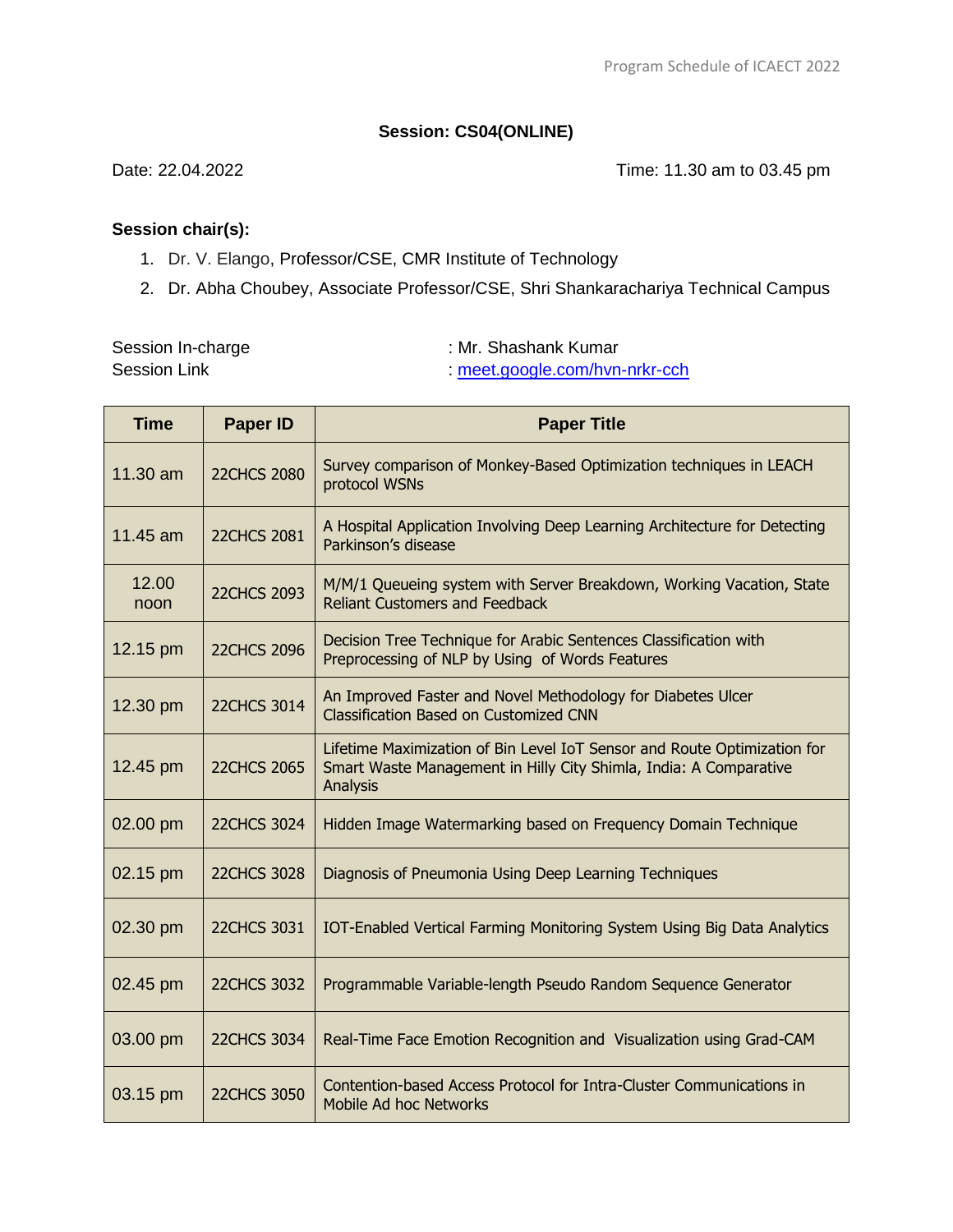## Session: CS04(ONLINE)

Date: 22.04.2022 Time: 11.30 am to 03.45 pm

**Session chair(s):**

1. Dr. V. Elango, Professor/CSE, CMR Institute of Technology
2. Dr. Abha Choubey, Associate Professor/CSE, Shri Shankarachariya Technical Campus

Session In-charge : Mr. Shashank Kumar
Session Link : [meet.google.com/hvn-nrkr-cch](meet.google.com/hvn-nrkr-cch)

| Time | Paper ID | Paper Title |
|---|---|---|
| 11.30 am | 22CHCS 2080 | Survey comparison of Monkey-Based Optimization techniques in LEACH protocol WSNs |
| 11.45 am | 22CHCS 2081 | A Hospital Application Involving Deep Learning Architecture for Detecting Parkinson's disease |
| 12.00 noon | 22CHCS 2093 | M/M/1 Queueing system with Server Breakdown, Working Vacation, State Reliant Customers and Feedback |
| 12.15 pm | 22CHCS 2096 | Decision Tree Technique for Arabic Sentences Classification with Preprocessing of NLP by Using of Words Features |
| 12.30 pm | 22CHCS 3014 | An Improved Faster and Novel Methodology for Diabetes Ulcer Classification Based on Customized CNN |
| 12.45 pm | 22CHCS 2065 | Lifetime Maximization of Bin Level IoT Sensor and Route Optimization for Smart Waste Management in Hilly City Shimla, India: A Comparative Analysis |
| 02.00 pm | 22CHCS 3024 | Hidden Image Watermarking based on Frequency Domain Technique |
| 02.15 pm | 22CHCS 3028 | Diagnosis of Pneumonia Using Deep Learning Techniques |
| 02.30 pm | 22CHCS 3031 | IOT-Enabled Vertical Farming Monitoring System Using Big Data Analytics |
| 02.45 pm | 22CHCS 3032 | Programmable Variable-length Pseudo Random Sequence Generator |
| 03.00 pm | 22CHCS 3034 | Real-Time Face Emotion Recognition and Visualization using Grad-CAM |
| 03.15 pm | 22CHCS 3050 | Contention-based Access Protocol for Intra-Cluster Communications in Mobile Ad hoc Networks |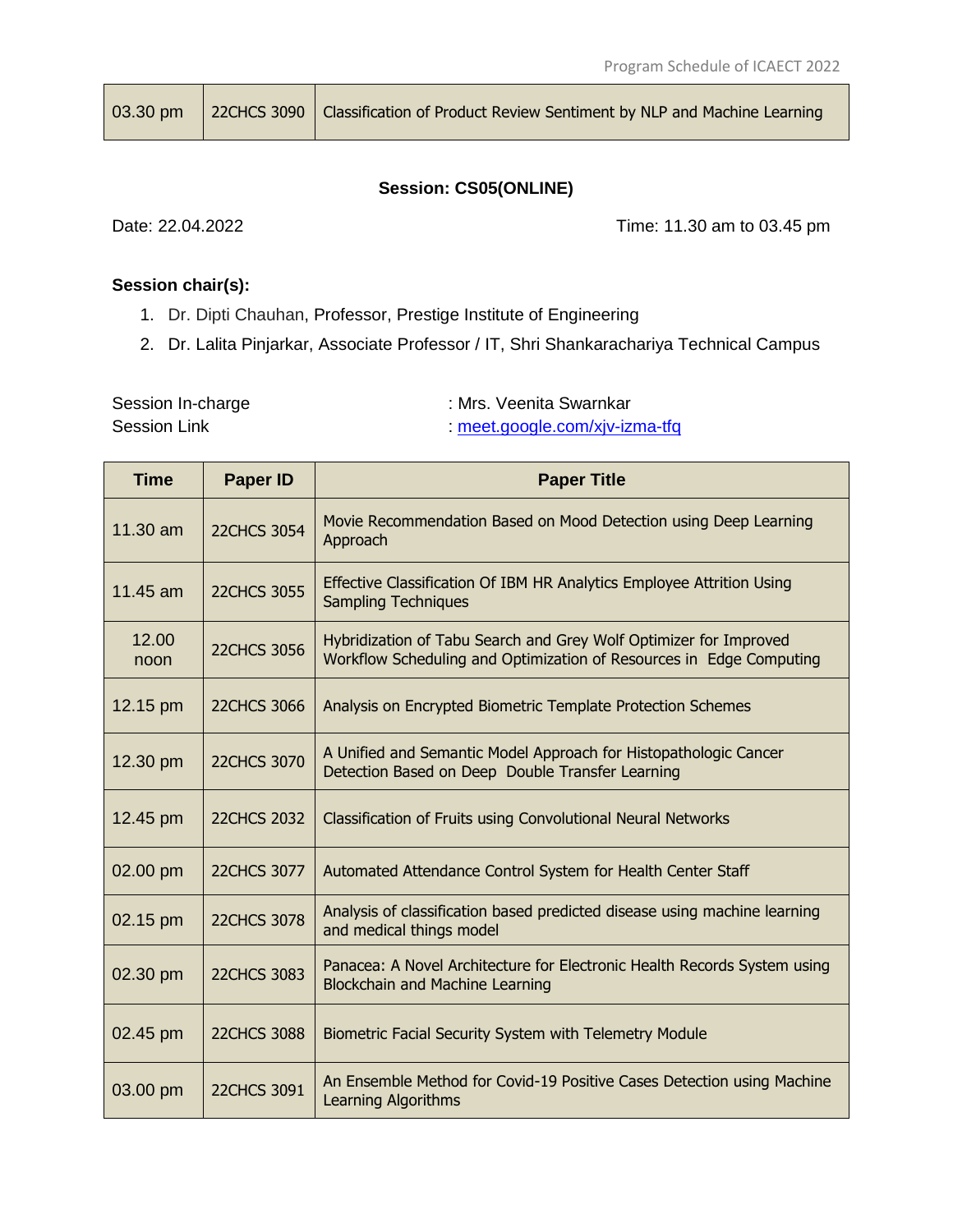| 03.30 pm | 22CHCS 3090 | Classification of Product Review Sentiment by NLP and Machine Learning |
|---|---|---|

**Session: CS05(ONLINE)**

Date: 22.04.2022 Time: 11.30 am to 03.45 pm

**Session chair(s):**

1. Dr. Dipti Chauhan, Professor, Prestige Institute of Engineering
2. Dr. Lalita Pinjarkar, Associate Professor / IT, Shri Shankarachariya Technical Campus

Session In-charge : Mrs. Veenita Swarnkar
Session Link : meet.google.com/xjv-izma-tfq

| Time | Paper ID | Paper Title |
|---|---|---|
| 11.30 am | 22CHCS 3054 | Movie Recommendation Based on Mood Detection using Deep Learning Approach |
| 11.45 am | 22CHCS 3055 | Effective Classification Of IBM HR Analytics Employee Attrition Using Sampling Techniques |
| 12.00 noon | 22CHCS 3056 | Hybridization of Tabu Search and Grey Wolf Optimizer for Improved Workflow Scheduling and Optimization of Resources in Edge Computing |
| 12.15 pm | 22CHCS 3066 | Analysis on Encrypted Biometric Template Protection Schemes |
| 12.30 pm | 22CHCS 3070 | A Unified and Semantic Model Approach for Histopathologic Cancer Detection Based on Deep Double Transfer Learning |
| 12.45 pm | 22CHCS 2032 | Classification of Fruits using Convolutional Neural Networks |
| 02.00 pm | 22CHCS 3077 | Automated Attendance Control System for Health Center Staff |
| 02.15 pm | 22CHCS 3078 | Analysis of classification based predicted disease using machine learning and medical things model |
| 02.30 pm | 22CHCS 3083 | Panacea: A Novel Architecture for Electronic Health Records System using Blockchain and Machine Learning |
| 02.45 pm | 22CHCS 3088 | Biometric Facial Security System with Telemetry Module |
| 03.00 pm | 22CHCS 3091 | An Ensemble Method for Covid-19 Positive Cases Detection using Machine Learning Algorithms |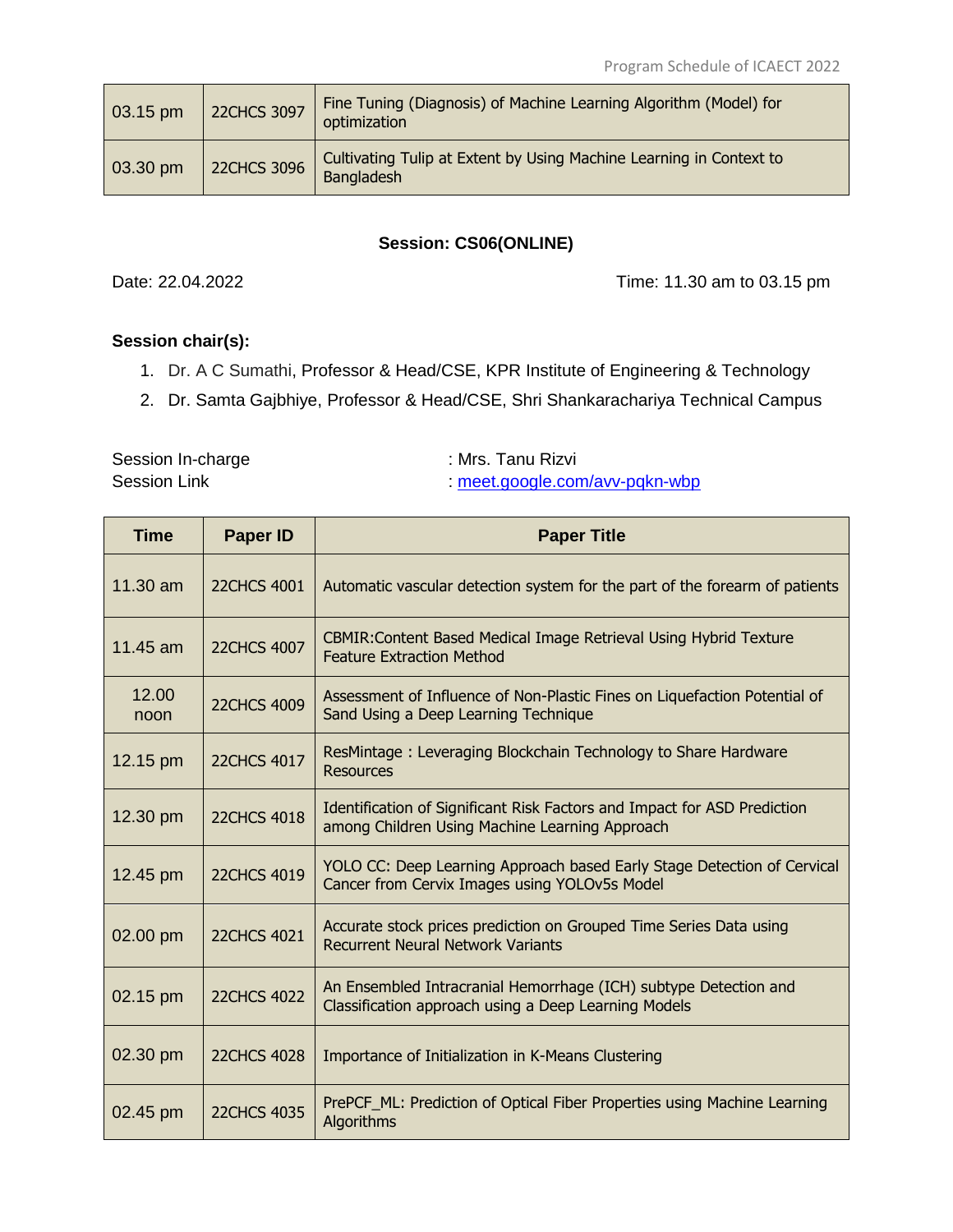| 03.15 pm | 22CHCS 3097 | Fine Tuning (Diagnosis) of Machine Learning Algorithm (Model) for optimization |
|---|---|---|
| 03.30 pm | 22CHCS 3096 | Cultivating Tulip at Extent by Using Machine Learning in Context to Bangladesh |

### Session: CS06(ONLINE)

Date: 22.04.2022 Time: 11.30 am to 03.15 pm

**Session chair(s):**

1. Dr. A C Sumathi, Professor & Head/CSE, KPR Institute of Engineering & Technology
2. Dr. Samta Gajbhiye, Professor & Head/CSE, Shri Shankaracharya Technical Campus

Session In-charge : Mrs. Tanu Rizvi
Session Link : meet.google.com/avv-pqkn-wbp

| Time | Paper ID | Paper Title |
|---|---|---|
| 11.30 am | 22CHCS 4001 | Automatic vascular detection system for the part of the forearm of patients |
| 11.45 am | 22CHCS 4007 | CBMIR:Content Based Medical Image Retrieval Using Hybrid Texture Feature Extraction Method |
| 12.00 noon | 22CHCS 4009 | Assessment of Influence of Non-Plastic Fines on Liquefaction Potential of Sand Using a Deep Learning Technique |
| 12.15 pm | 22CHCS 4017 | ResMintage : Leveraging Blockchain Technology to Share Hardware Resources |
| 12.30 pm | 22CHCS 4018 | Identification of Significant Risk Factors and Impact for ASD Prediction among Children Using Machine Learning Approach |
| 12.45 pm | 22CHCS 4019 | YOLO CC: Deep Learning Approach based Early Stage Detection of Cervical Cancer from Cervix Images using YOLOv5s Model |
| 02.00 pm | 22CHCS 4021 | Accurate stock prices prediction on Grouped Time Series Data using Recurrent Neural Network Variants |
| 02.15 pm | 22CHCS 4022 | An Ensembled Intracranial Hemorrhage (ICH) subtype Detection and Classification approach using a Deep Learning Models |
| 02.30 pm | 22CHCS 4028 | Importance of Initialization in K-Means Clustering |
| 02.45 pm | 22CHCS 4035 | PrePCF_ML: Prediction of Optical Fiber Properties using Machine Learning Algorithms |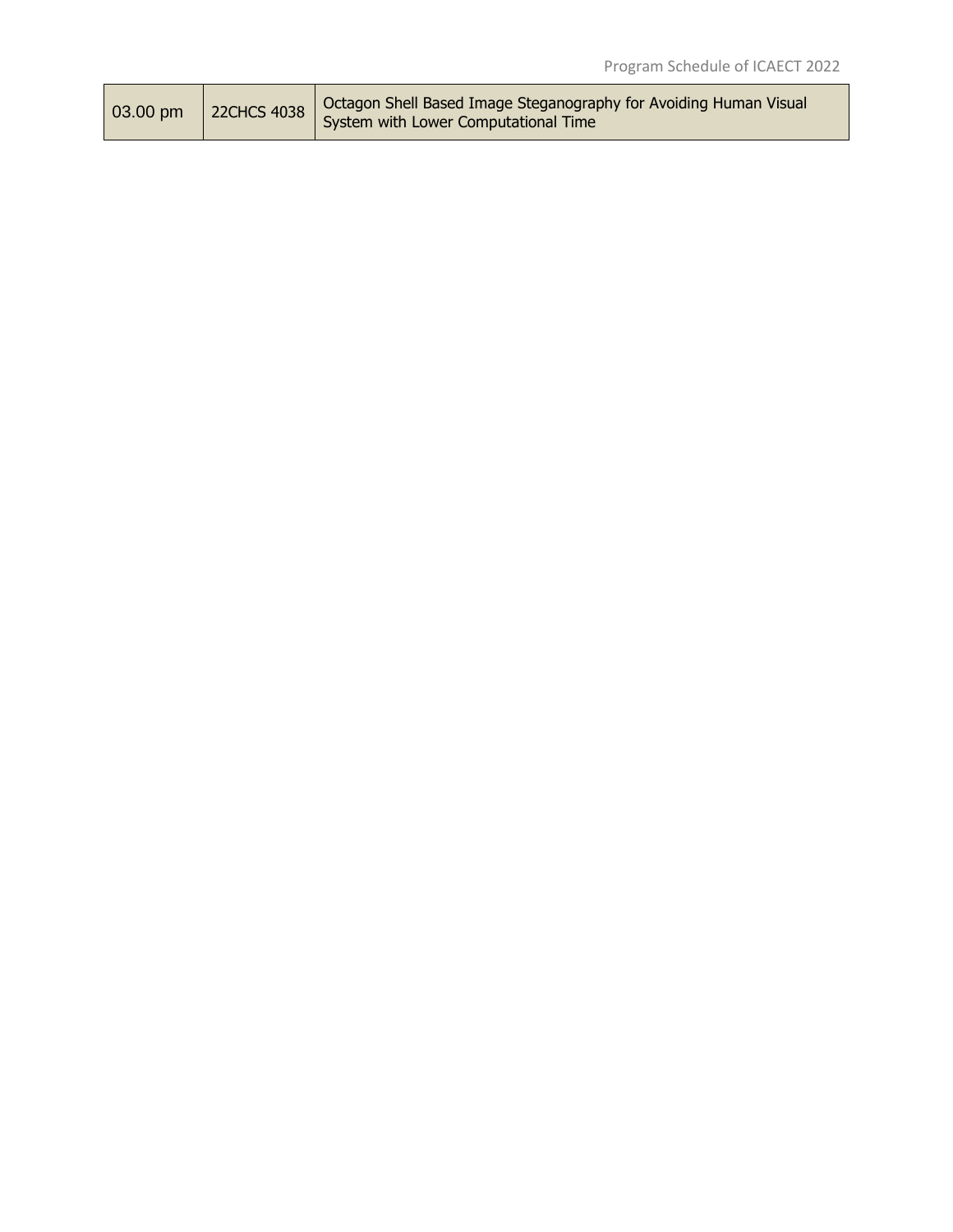| | | |
|---|---|---|
| 03.00 pm | 22CHCS 4038 | Octagon Shell Based Image Steganography for Avoiding Human Visual System with Lower Computational Time |